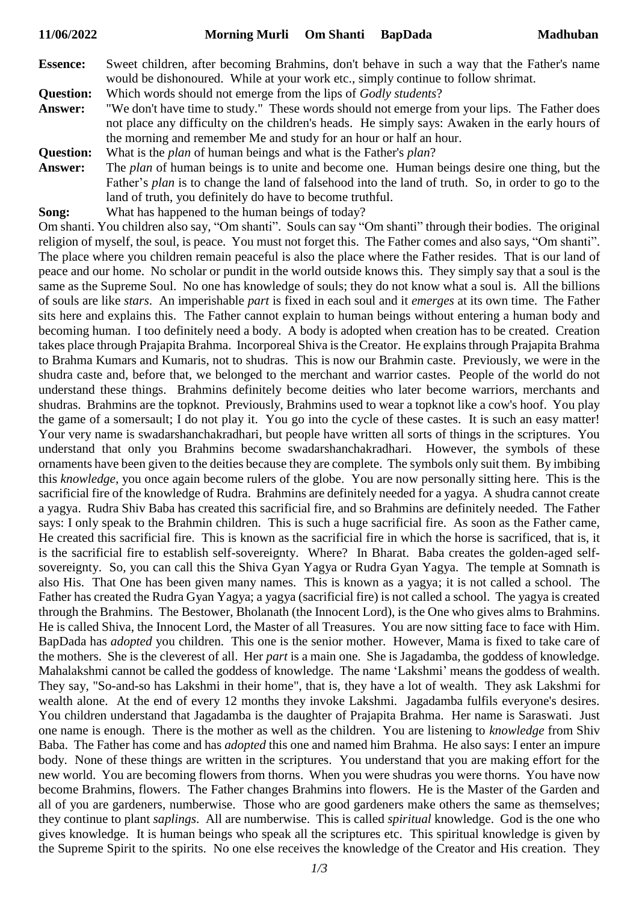**11/06/2022 Morning Murli Om Shanti BapDada Madhuban**

**Essence:** Sweet children, after becoming Brahmins, don't behave in such a way that the Father's name would be dishonoured. While at your work etc., simply continue to follow shrimat.

**Question:** Which words should not emerge from the lips of *Godly students*?

**Answer:** "We don't have time to study." These words should not emerge from your lips. The Father does not place any difficulty on the children's heads. He simply says: Awaken in the early hours of the morning and remember Me and study for an hour or half an hour.

**Question:** What is the *plan* of human beings and what is the Father's *plan*?

**Answer:** The *plan* of human beings is to unite and become one. Human beings desire one thing, but the Father's *plan* is to change the land of falsehood into the land of truth. So, in order to go to the land of truth, you definitely do have to become truthful.

**Song:** What has happened to the human beings of today?

Om shanti. You children also say, "Om shanti". Souls can say "Om shanti" through their bodies. The original religion of myself, the soul, is peace. You must not forget this. The Father comes and also says, "Om shanti". The place where you children remain peaceful is also the place where the Father resides. That is our land of peace and our home. No scholar or pundit in the world outside knows this. They simply say that a soul is the same as the Supreme Soul. No one has knowledge of souls; they do not know what a soul is. All the billions of souls are like *stars*. An imperishable *part* is fixed in each soul and it *emerges* at its own time. The Father sits here and explains this. The Father cannot explain to human beings without entering a human body and becoming human. I too definitely need a body. A body is adopted when creation has to be created. Creation takes place through Prajapita Brahma. Incorporeal Shiva is the Creator. He explains through Prajapita Brahma to Brahma Kumars and Kumaris, not to shudras. This is now our Brahmin caste. Previously, we were in the shudra caste and, before that, we belonged to the merchant and warrior castes. People of the world do not understand these things. Brahmins definitely become deities who later become warriors, merchants and shudras. Brahmins are the topknot. Previously, Brahmins used to wear a topknot like a cow's hoof. You play the game of a somersault; I do not play it. You go into the cycle of these castes. It is such an easy matter! Your very name is swadarshanchakradhari, but people have written all sorts of things in the scriptures. You understand that only you Brahmins become swadarshanchakradhari. However, the symbols of these ornaments have been given to the deities because they are complete. The symbols only suit them. By imbibing this *knowledge,* you once again become rulers of the globe. You are now personally sitting here. This is the sacrificial fire of the knowledge of Rudra. Brahmins are definitely needed for a yagya. A shudra cannot create a yagya. Rudra Shiv Baba has created this sacrificial fire, and so Brahmins are definitely needed. The Father says: I only speak to the Brahmin children. This is such a huge sacrificial fire. As soon as the Father came, He created this sacrificial fire. This is known as the sacrificial fire in which the horse is sacrificed, that is, it is the sacrificial fire to establish self-sovereignty. Where? In Bharat. Baba creates the golden-aged self-sovereignty. So, you can call this the Shiva Gyan Yagya or Rudra Gyan Yagya. The temple at Somnath is also His. That One has been given many names. This is known as a yagya; it is not called a school. The Father has created the Rudra Gyan Yagya; a yagya (sacrificial fire) is not called a school. The yagya is created through the Brahmins. The Bestower, Bholanath (the Innocent Lord), is the One who gives alms to Brahmins. He is called Shiva, the Innocent Lord, the Master of all Treasures. You are now sitting face to face with Him. BapDada has *adopted* you children. This one is the senior mother. However, Mama is fixed to take care of the mothers. She is the cleverest of all. Her *part* is a main one. She is Jagadamba, the goddess of knowledge. Mahalakshmi cannot be called the goddess of knowledge. The name 'Lakshmi' means the goddess of wealth. They say, "So-and-so has Lakshmi in their home", that is, they have a lot of wealth. They ask Lakshmi for wealth alone. At the end of every 12 months they invoke Lakshmi. Jagadamba fulfils everyone's desires. You children understand that Jagadamba is the daughter of Prajapita Brahma. Her name is Saraswati. Just one name is enough. There is the mother as well as the children. You are listening to *knowledge* from Shiv Baba. The Father has come and has *adopted* this one and named him Brahma. He also says: I enter an impure body. None of these things are written in the scriptures. You understand that you are making effort for the new world. You are becoming flowers from thorns. When you were shudras you were thorns. You have now become Brahmins, flowers. The Father changes Brahmins into flowers. He is the Master of the Garden and all of you are gardeners, numberwise. Those who are good gardeners make others the same as themselves; they continue to plant *saplings*. All are numberwise. This is called *spiritual* knowledge. God is the one who gives knowledge. It is human beings who speak all the scriptures etc. This spiritual knowledge is given by the Supreme Spirit to the spirits. No one else receives the knowledge of the Creator and His creation. They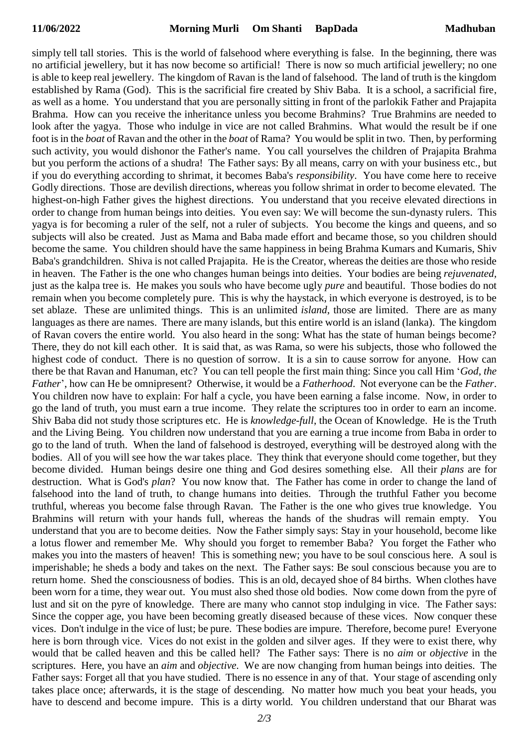simply tell tall stories. This is the world of falsehood where everything is false. In the beginning, there was no artificial jewellery, but it has now become so artificial! There is now so much artificial jewellery; no one is able to keep real jewellery. The kingdom of Ravan is the land of falsehood. The land of truth is the kingdom established by Rama (God). This is the sacrificial fire created by Shiv Baba. It is a school, a sacrificial fire, as well as a home. You understand that you are personally sitting in front of the parlokik Father and Prajapita Brahma. How can you receive the inheritance unless you become Brahmins? True Brahmins are needed to look after the yagya. Those who indulge in vice are not called Brahmins. What would the result be if one foot is in the *boat* of Ravan and the other in the *boat* of Rama? You would be split in two. Then, by performing such activity, you would dishonor the Father's name. You call yourselves the children of Prajapita Brahma but you perform the actions of a shudra! The Father says: By all means, carry on with your business etc., but if you do everything according to shrimat, it becomes Baba's *responsibility*. You have come here to receive Godly directions. Those are devilish directions, whereas you follow shrimat in order to become elevated. The highest-on-high Father gives the highest directions. You understand that you receive elevated directions in order to change from human beings into deities. You even say: We will become the sun-dynasty rulers. This yagya is for becoming a ruler of the self, not a ruler of subjects. You become the kings and queens, and so subjects will also be created. Just as Mama and Baba made effort and became those, so you children should become the same. You children should have the same happiness in being Brahma Kumars and Kumaris, Shiv Baba's grandchildren. Shiva is not called Prajapita. He is the Creator, whereas the deities are those who reside in heaven. The Father is the one who changes human beings into deities. Your bodies are being *rejuvenated*, just as the kalpa tree is. He makes you souls who have become ugly *pure* and beautiful. Those bodies do not remain when you become completely pure. This is why the haystack, in which everyone is destroyed, is to be set ablaze. These are unlimited things. This is an unlimited *island*, those are limited. There are as many languages as there are names. There are many islands, but this entire world is an island (lanka). The kingdom of Ravan covers the entire world. You also heard in the song: What has the state of human beings become? There, they do not kill each other. It is said that, as was Rama, so were his subjects, those who followed the highest code of conduct. There is no question of sorrow. It is a sin to cause sorrow for anyone. How can there be that Ravan and Hanuman, etc? You can tell people the first main thing: Since you call Him '*God, the Father*', how can He be omnipresent? Otherwise, it would be a *Fatherhood*. Not everyone can be the *Father*. You children now have to explain: For half a cycle, you have been earning a false income. Now, in order to go the land of truth, you must earn a true income. They relate the scriptures too in order to earn an income. Shiv Baba did not study those scriptures etc. He is *knowledge-full*, the Ocean of Knowledge. He is the Truth and the Living Being. You children now understand that you are earning a true income from Baba in order to go to the land of truth. When the land of falsehood is destroyed, everything will be destroyed along with the bodies. All of you will see how the war takes place. They think that everyone should come together, but they become divided. Human beings desire one thing and God desires something else. All their *plans* are for destruction. What is God's *plan*? You now know that. The Father has come in order to change the land of falsehood into the land of truth, to change humans into deities. Through the truthful Father you become truthful, whereas you become false through Ravan. The Father is the one who gives true knowledge. You Brahmins will return with your hands full, whereas the hands of the shudras will remain empty. You understand that you are to become deities. Now the Father simply says: Stay in your household, become like a lotus flower and remember Me. Why should you forget to remember Baba? You forget the Father who makes you into the masters of heaven! This is something new; you have to be soul conscious here. A soul is imperishable; he sheds a body and takes on the next. The Father says: Be soul conscious because you are to return home. Shed the consciousness of bodies. This is an old, decayed shoe of 84 births. When clothes have been worn for a time, they wear out. You must also shed those old bodies. Now come down from the pyre of lust and sit on the pyre of knowledge. There are many who cannot stop indulging in vice. The Father says: Since the copper age, you have been becoming greatly diseased because of these vices. Now conquer these vices. Don't indulge in the vice of lust; be pure. These bodies are impure. Therefore, become pure! Everyone here is born through vice. Vices do not exist in the golden and silver ages. If they were to exist there, why would that be called heaven and this be called hell? The Father says: There is no *aim* or *objective* in the scriptures. Here, you have an *aim* and *objective*. We are now changing from human beings into deities. The Father says: Forget all that you have studied. There is no essence in any of that. Your stage of ascending only takes place once; afterwards, it is the stage of descending. No matter how much you beat your heads, you have to descend and become impure. This is a dirty world. You children understand that our Bharat was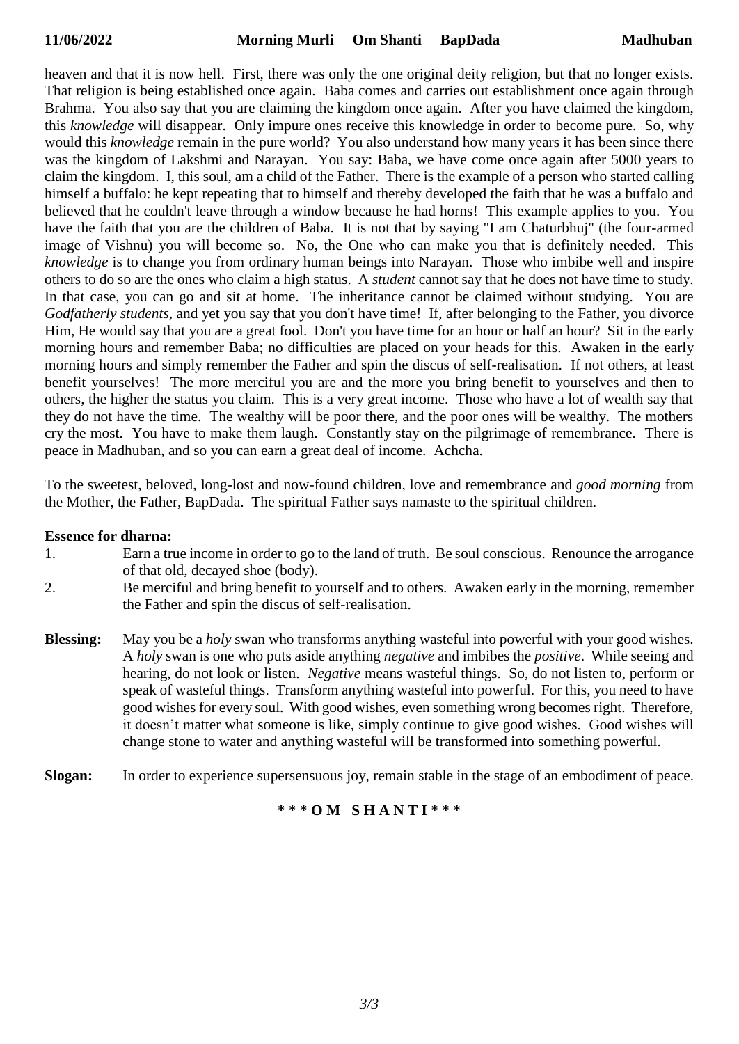heaven and that it is now hell. First, there was only the one original deity religion, but that no longer exists. That religion is being established once again. Baba comes and carries out establishment once again through Brahma. You also say that you are claiming the kingdom once again. After you have claimed the kingdom, this *knowledge* will disappear. Only impure ones receive this knowledge in order to become pure. So, why would this *knowledge* remain in the pure world? You also understand how many years it has been since there was the kingdom of Lakshmi and Narayan. You say: Baba, we have come once again after 5000 years to claim the kingdom. I, this soul, am a child of the Father. There is the example of a person who started calling himself a buffalo: he kept repeating that to himself and thereby developed the faith that he was a buffalo and believed that he couldn't leave through a window because he had horns! This example applies to you. You have the faith that you are the children of Baba. It is not that by saying "I am Chaturbhuj" (the four-armed image of Vishnu) you will become so. No, the One who can make you that is definitely needed. This *knowledge* is to change you from ordinary human beings into Narayan. Those who imbibe well and inspire others to do so are the ones who claim a high status. A *student* cannot say that he does not have time to study. In that case, you can go and sit at home. The inheritance cannot be claimed without studying. You are *Godfatherly students*, and yet you say that you don't have time! If, after belonging to the Father, you divorce Him, He would say that you are a great fool. Don't you have time for an hour or half an hour? Sit in the early morning hours and remember Baba; no difficulties are placed on your heads for this. Awaken in the early morning hours and simply remember the Father and spin the discus of self-realisation. If not others, at least benefit yourselves! The more merciful you are and the more you bring benefit to yourselves and then to others, the higher the status you claim. This is a very great income. Those who have a lot of wealth say that they do not have the time. The wealthy will be poor there, and the poor ones will be wealthy. The mothers cry the most. You have to make them laugh. Constantly stay on the pilgrimage of remembrance. There is peace in Madhuban, and so you can earn a great deal of income. Achcha.

To the sweetest, beloved, long-lost and now-found children, love and remembrance and *good morning* from the Mother, the Father, BapDada. The spiritual Father says namaste to the spiritual children.

**Essence for dharna:**

1. Earn a true income in order to go to the land of truth. Be soul conscious. Renounce the arrogance of that old, decayed shoe (body).
2. Be merciful and bring benefit to yourself and to others. Awaken early in the morning, remember the Father and spin the discus of self-realisation.

**Blessing:** May you be a *holy* swan who transforms anything wasteful into powerful with your good wishes. A *holy* swan is one who puts aside anything *negative* and imbibes the *positive*. While seeing and hearing, do not look or listen. *Negative* means wasteful things. So, do not listen to, perform or speak of wasteful things. Transform anything wasteful into powerful. For this, you need to have good wishes for every soul. With good wishes, even something wrong becomes right. Therefore, it doesn't matter what someone is like, simply continue to give good wishes. Good wishes will change stone to water and anything wasteful will be transformed into something powerful.

**Slogan:** In order to experience supersensuous joy, remain stable in the stage of an embodiment of peace.

**\*\*\* O M S H A N T I \*\*\***